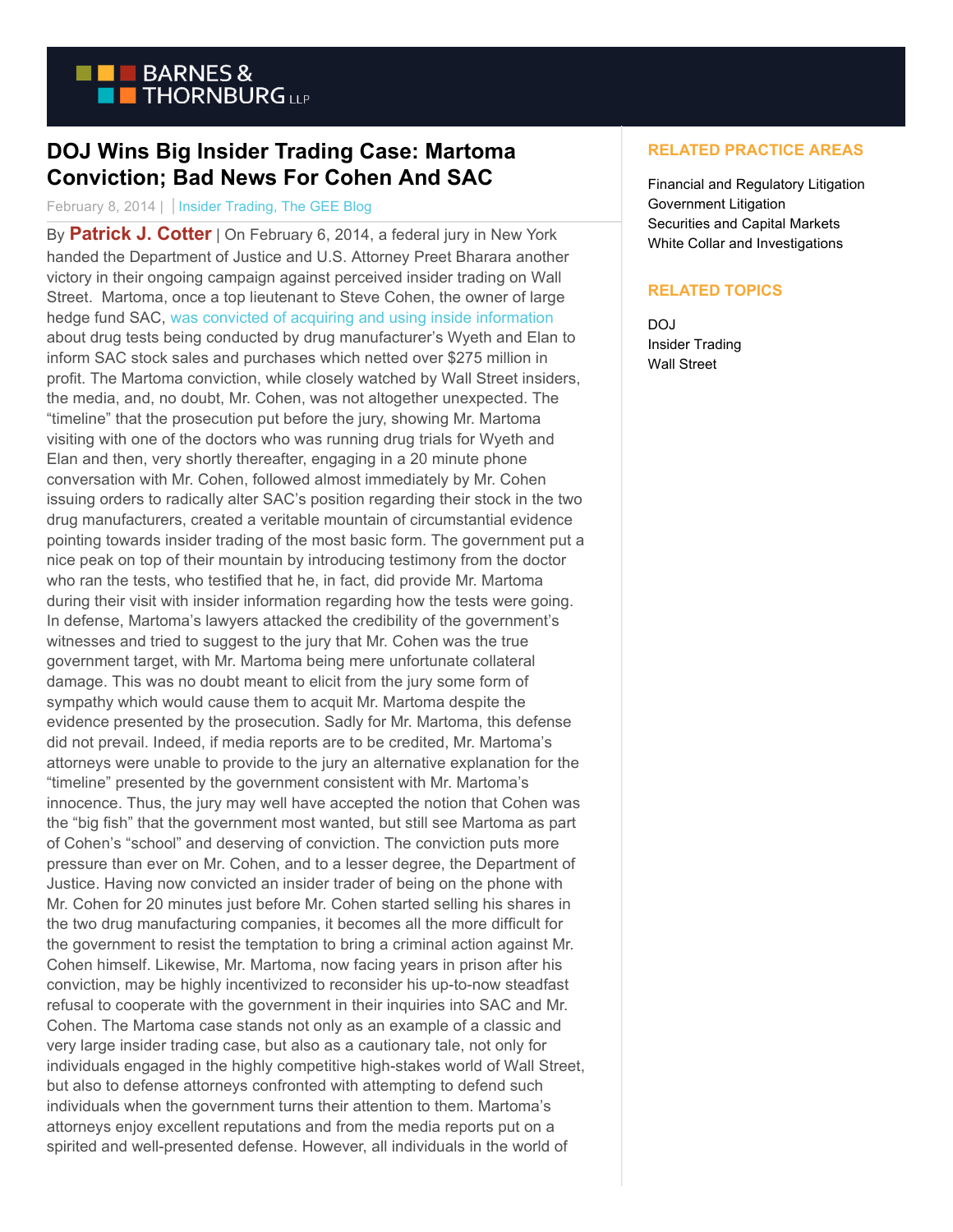# DOJ Wins Big Insider Trading Case: Martoma Conviction; Bad News For Cohen And SAC

February 8, 2014 | | Insider Trading, The GEE Blog

By **Patrick J. Cotter** | On February 6, 2014, a federal jury in New York handed the Department of Justice and U.S. Attorney Preet Bharara another victory in their ongoing campaign against perceived insider trading on Wall Street.  Martoma, once a top lieutenant to Steve Cohen, the owner of large hedge fund SAC, was convicted of acquiring and using inside information about drug tests being conducted by drug manufacturer's Wyeth and Elan to inform SAC stock sales and purchases which netted over $275 million in profit. The Martoma conviction, while closely watched by Wall Street insiders, the media, and, no doubt, Mr. Cohen, was not altogether unexpected. The "timeline" that the prosecution put before the jury, showing Mr. Martoma visiting with one of the doctors who was running drug trials for Wyeth and Elan and then, very shortly thereafter, engaging in a 20 minute phone conversation with Mr. Cohen, followed almost immediately by Mr. Cohen issuing orders to radically alter SAC's position regarding their stock in the two drug manufacturers, created a veritable mountain of circumstantial evidence pointing towards insider trading of the most basic form. The government put a nice peak on top of their mountain by introducing testimony from the doctor who ran the tests, who testified that he, in fact, did provide Mr. Martoma during their visit with insider information regarding how the tests were going. In defense, Martoma's lawyers attacked the credibility of the government's witnesses and tried to suggest to the jury that Mr. Cohen was the true government target, with Mr. Martoma being mere unfortunate collateral damage. This was no doubt meant to elicit from the jury some form of sympathy which would cause them to acquit Mr. Martoma despite the evidence presented by the prosecution. Sadly for Mr. Martoma, this defense did not prevail. Indeed, if media reports are to be credited, Mr. Martoma's attorneys were unable to provide to the jury an alternative explanation for the "timeline" presented by the government consistent with Mr. Martoma's innocence. Thus, the jury may well have accepted the notion that Cohen was the "big fish" that the government most wanted, but still see Martoma as part of Cohen's "school" and deserving of conviction. The conviction puts more pressure than ever on Mr. Cohen, and to a lesser degree, the Department of Justice. Having now convicted an insider trader of being on the phone with Mr. Cohen for 20 minutes just before Mr. Cohen started selling his shares in the two drug manufacturing companies, it becomes all the more difficult for the government to resist the temptation to bring a criminal action against Mr. Cohen himself. Likewise, Mr. Martoma, now facing years in prison after his conviction, may be highly incentivized to reconsider his up-to-now steadfast refusal to cooperate with the government in their inquiries into SAC and Mr. Cohen. The Martoma case stands not only as an example of a classic and very large insider trading case, but also as a cautionary tale, not only for individuals engaged in the highly competitive high-stakes world of Wall Street, but also to defense attorneys confronted with attempting to defend such individuals when the government turns their attention to them. Martoma's attorneys enjoy excellent reputations and from the media reports put on a spirited and well-presented defense. However, all individuals in the world of

## RELATED PRACTICE AREAS

Financial and Regulatory Litigation
Government Litigation
Securities and Capital Markets
White Collar and Investigations

## RELATED TOPICS

DOJ
Insider Trading
Wall Street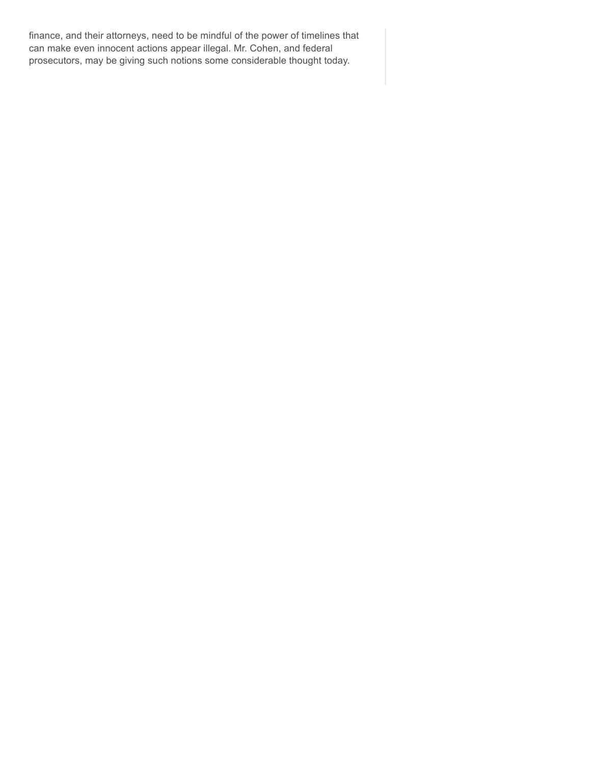finance, and their attorneys, need to be mindful of the power of timelines that can make even innocent actions appear illegal. Mr. Cohen, and federal prosecutors, may be giving such notions some considerable thought today.